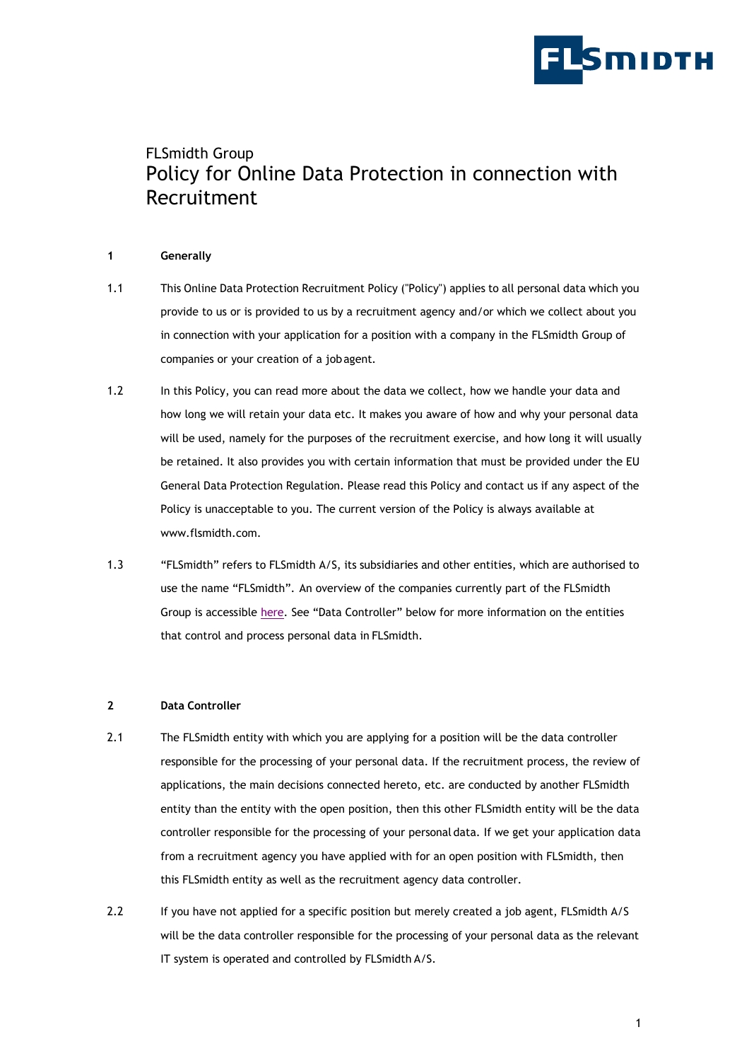FLSmidth Group

# Policy for Online Data Protection in connection with Recruitment

## 1 Generally

1.1 This Online Data Protection Recruitment Policy ("Policy") applies to all personal data which you provide to us or is provided to us by a recruitment agency and/or which we collect about you in connection with your application for a position with a company in the FLSmidth Group of companies or your creation of a job agent.

1.2 In this Policy, you can read more about the data we collect, how we handle your data and how long we will retain your data etc. It makes you aware of how and why your personal data will be used, namely for the purposes of the recruitment exercise, and how long it will usually be retained. It also provides you with certain information that must be provided under the EU General Data Protection Regulation. Please read this Policy and contact us if any aspect of the Policy is unacceptable to you. The current version of the Policy is always available at www.flsmidth.com.

1.3 "FLSmidth" refers to FLSmidth A/S, its subsidiaries and other entities, which are authorised to use the name "FLSmidth". An overview of the companies currently part of the FLSmidth Group is accessible here. See "Data Controller" below for more information on the entities that control and process personal data in FLSmidth.

## 2 Data Controller

2.1 The FLSmidth entity with which you are applying for a position will be the data controller responsible for the processing of your personal data. If the recruitment process, the review of applications, the main decisions connected hereto, etc. are conducted by another FLSmidth entity than the entity with the open position, then this other FLSmidth entity will be the data controller responsible for the processing of your personal data. If we get your application data from a recruitment agency you have applied with for an open position with FLSmidth, then this FLSmidth entity as well as the recruitment agency data controller.

2.2 If you have not applied for a specific position but merely created a job agent, FLSmidth A/S will be the data controller responsible for the processing of your personal data as the relevant IT system is operated and controlled by FLSmidth A/S.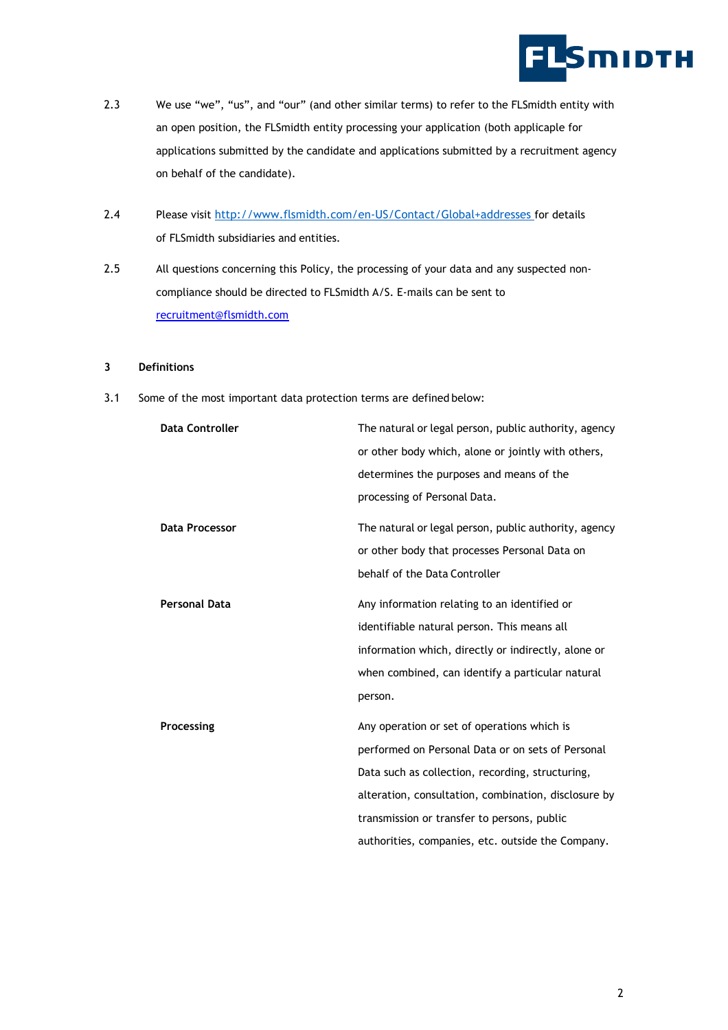2.3 We use “we”, “us”, and “our” (and other similar terms) to refer to the FLSmidth entity with an open position, the FLSmidth entity processing your application (both applicaple for applications submitted by the candidate and applications submitted by a recruitment agency on behalf of the candidate).

2.4 Please visit [http://www.flsmidth.com/en-US/Contact/Global+addresses](http://www.flsmidth.com/en-US/Contact/Global+addresses) for details of FLSmidth subsidiaries and entities.

2.5 All questions concerning this Policy, the processing of your data and any suspected non-compliance should be directed to FLSmidth A/S. E-mails can be sent to [recruitment@flsmidth.com](mailto:recruitment@flsmidth.com)

## 3 Definitions

3.1 Some of the most important data protection terms are defined below:

| | |
|---|---|
| **Data Controller** | The natural or legal person, public authority, agency or other body which, alone or jointly with others, determines the purposes and means of the processing of Personal Data. |
| **Data Processor** | The natural or legal person, public authority, agency or other body that processes Personal Data on behalf of the Data Controller |
| **Personal Data** | Any information relating to an identified or identifiable natural person. This means all information which, directly or indirectly, alone or when combined, can identify a particular natural person. |
| **Processing** | Any operation or set of operations which is performed on Personal Data or on sets of Personal Data such as collection, recording, structuring, alteration, consultation, combination, disclosure by transmission or transfer to persons, public authorities, companies, etc. outside the Company. |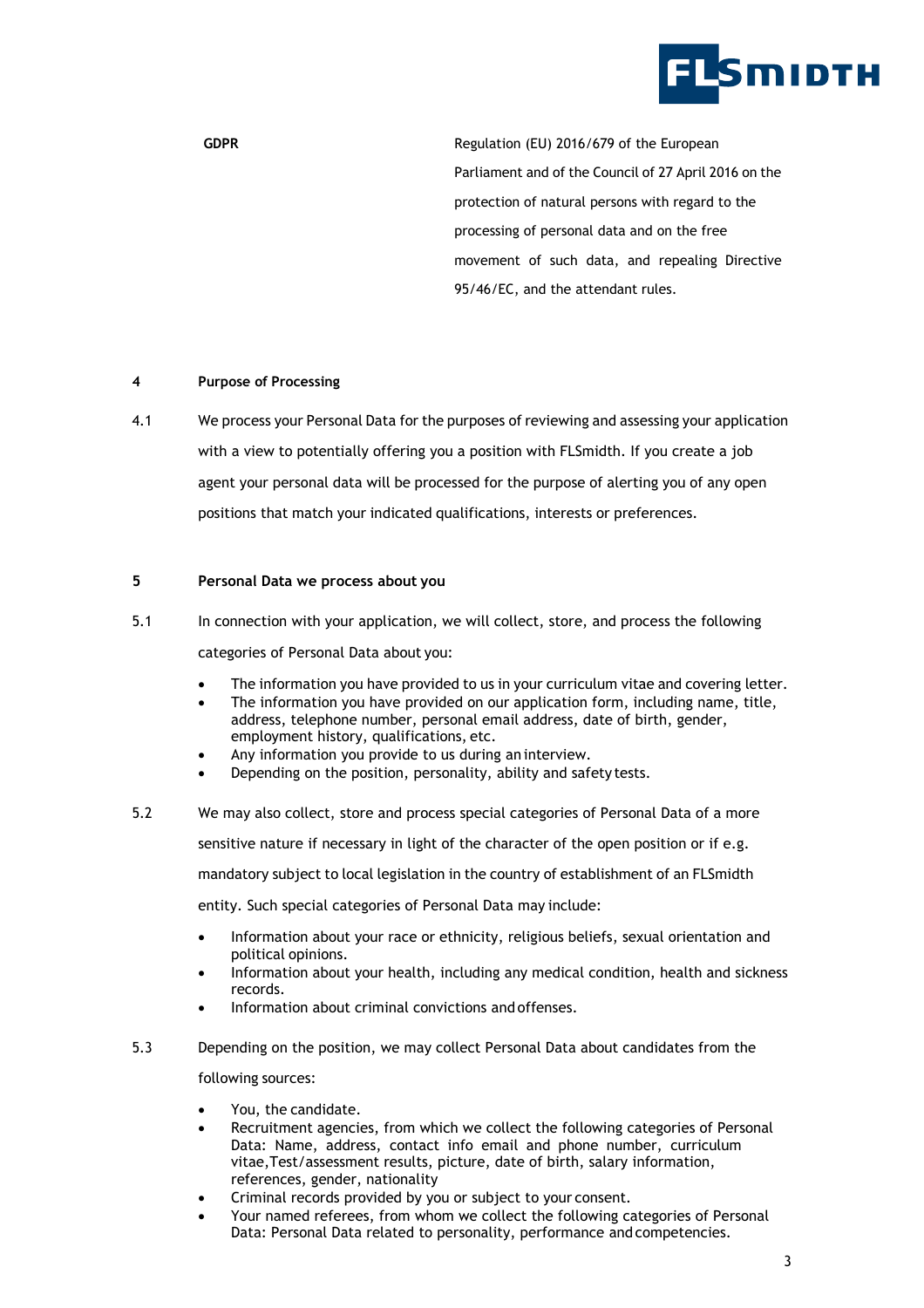| | |
|---|---|
| **GDPR** | Regulation (EU) 2016/679 of the European Parliament and of the Council of 27 April 2016 on the protection of natural persons with regard to the processing of personal data and on the free movement of such data, and repealing Directive 95/46/EC, and the attendant rules. |

## 4 Purpose of Processing

4.1 We process your Personal Data for the purposes of reviewing and assessing your application with a view to potentially offering you a position with FLSmidth. If you create a job agent your personal data will be processed for the purpose of alerting you of any open positions that match your indicated qualifications, interests or preferences.

## 5 Personal Data we process about you

5.1 In connection with your application, we will collect, store, and process the following categories of Personal Data about you:

- The information you have provided to us in your curriculum vitae and covering letter.
- The information you have provided on our application form, including name, title, address, telephone number, personal email address, date of birth, gender, employment history, qualifications, etc.
- Any information you provide to us during an interview.
- Depending on the position, personality, ability and safety tests.

5.2 We may also collect, store and process special categories of Personal Data of a more sensitive nature if necessary in light of the character of the open position or if e.g. mandatory subject to local legislation in the country of establishment of an FLSmidth entity. Such special categories of Personal Data may include:

- Information about your race or ethnicity, religious beliefs, sexual orientation and political opinions.
- Information about your health, including any medical condition, health and sickness records.
- Information about criminal convictions and offenses.

5.3 Depending on the position, we may collect Personal Data about candidates from the following sources:

- You, the candidate.
- Recruitment agencies, from which we collect the following categories of Personal Data: Name, address, contact info email and phone number, curriculum vitae,Test/assessment results, picture, date of birth, salary information, references, gender, nationality
- Criminal records provided by you or subject to your consent.
- Your named referees, from whom we collect the following categories of Personal Data: Personal Data related to personality, performance and competencies.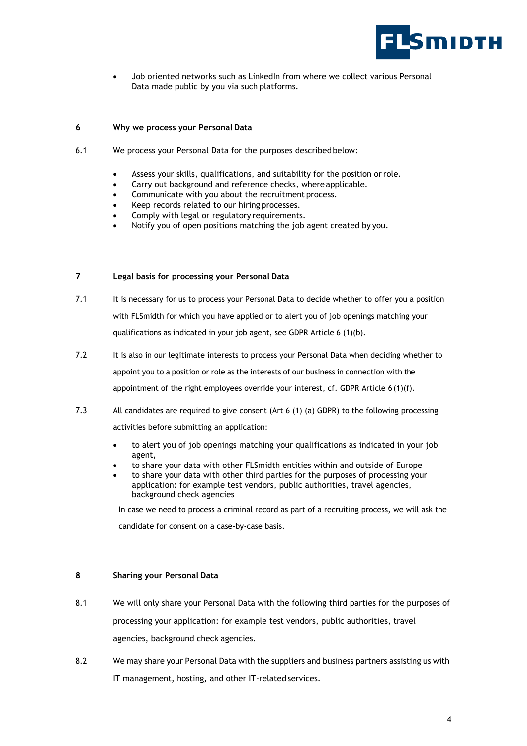- Job oriented networks such as LinkedIn from where we collect various Personal Data made public by you via such platforms.

## 6 Why we process your Personal Data

6.1 We process your Personal Data for the purposes described below:

- Assess your skills, qualifications, and suitability for the position or role.
- Carry out background and reference checks, where applicable.
- Communicate with you about the recruitment process.
- Keep records related to our hiring processes.
- Comply with legal or regulatory requirements.
- Notify you of open positions matching the job agent created by you.

## 7 Legal basis for processing your Personal Data

7.1 It is necessary for us to process your Personal Data to decide whether to offer you a position with FLSmidth for which you have applied or to alert you of job openings matching your qualifications as indicated in your job agent, see GDPR Article 6 (1)(b).

7.2 It is also in our legitimate interests to process your Personal Data when deciding whether to appoint you to a position or role as the interests of our business in connection with the appointment of the right employees override your interest, cf. GDPR Article 6 (1)(f).

7.3 All candidates are required to give consent (Art 6 (1) (a) GDPR) to the following processing activities before submitting an application:

- to alert you of job openings matching your qualifications as indicated in your job agent,
- to share your data with other FLSmidth entities within and outside of Europe
- to share your data with other third parties for the purposes of processing your application: for example test vendors, public authorities, travel agencies, background check agencies

In case we need to process a criminal record as part of a recruiting process, we will ask the candidate for consent on a case-by-case basis.

## 8 Sharing your Personal Data

8.1 We will only share your Personal Data with the following third parties for the purposes of processing your application: for example test vendors, public authorities, travel agencies, background check agencies.

8.2 We may share your Personal Data with the suppliers and business partners assisting us with IT management, hosting, and other IT-related services.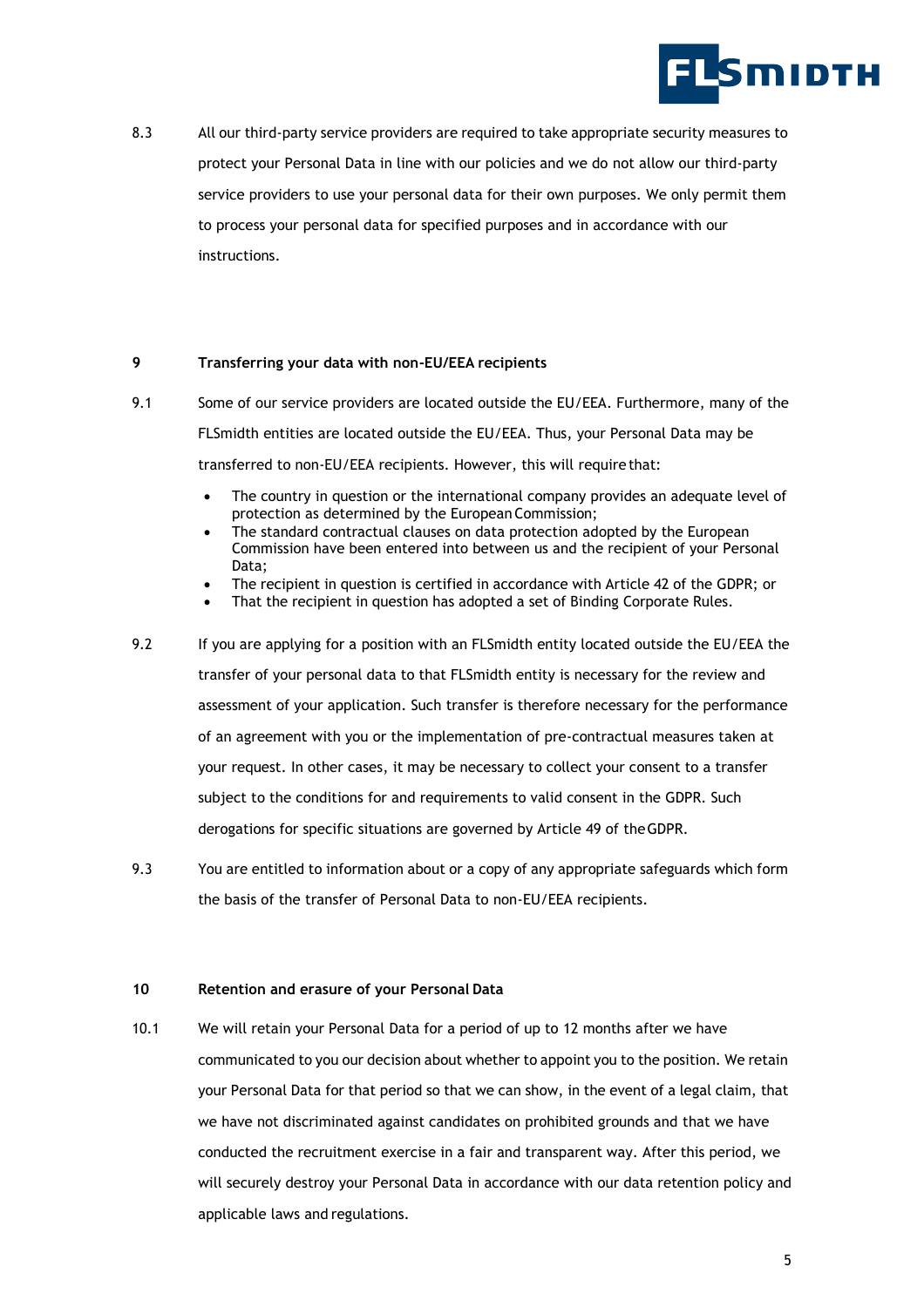8.3 All our third-party service providers are required to take appropriate security measures to protect your Personal Data in line with our policies and we do not allow our third-party service providers to use your personal data for their own purposes. We only permit them to process your personal data for specified purposes and in accordance with our instructions.

**9 Transferring your data with non-EU/EEA recipients**

9.1 Some of our service providers are located outside the EU/EEA. Furthermore, many of the FLSmidth entities are located outside the EU/EEA. Thus, your Personal Data may be transferred to non-EU/EEA recipients. However, this will require that:

- The country in question or the international company provides an adequate level of protection as determined by the European Commission;
- The standard contractual clauses on data protection adopted by the European Commission have been entered into between us and the recipient of your Personal Data;
- The recipient in question is certified in accordance with Article 42 of the GDPR; or
- That the recipient in question has adopted a set of Binding Corporate Rules.

9.2 If you are applying for a position with an FLSmidth entity located outside the EU/EEA the transfer of your personal data to that FLSmidth entity is necessary for the review and assessment of your application. Such transfer is therefore necessary for the performance of an agreement with you or the implementation of pre-contractual measures taken at your request. In other cases, it may be necessary to collect your consent to a transfer subject to the conditions for and requirements to valid consent in the GDPR. Such derogations for specific situations are governed by Article 49 of the GDPR.

9.3 You are entitled to information about or a copy of any appropriate safeguards which form the basis of the transfer of Personal Data to non-EU/EEA recipients.

**10 Retention and erasure of your Personal Data**

10.1 We will retain your Personal Data for a period of up to 12 months after we have communicated to you our decision about whether to appoint you to the position. We retain your Personal Data for that period so that we can show, in the event of a legal claim, that we have not discriminated against candidates on prohibited grounds and that we have conducted the recruitment exercise in a fair and transparent way. After this period, we will securely destroy your Personal Data in accordance with our data retention policy and applicable laws and regulations.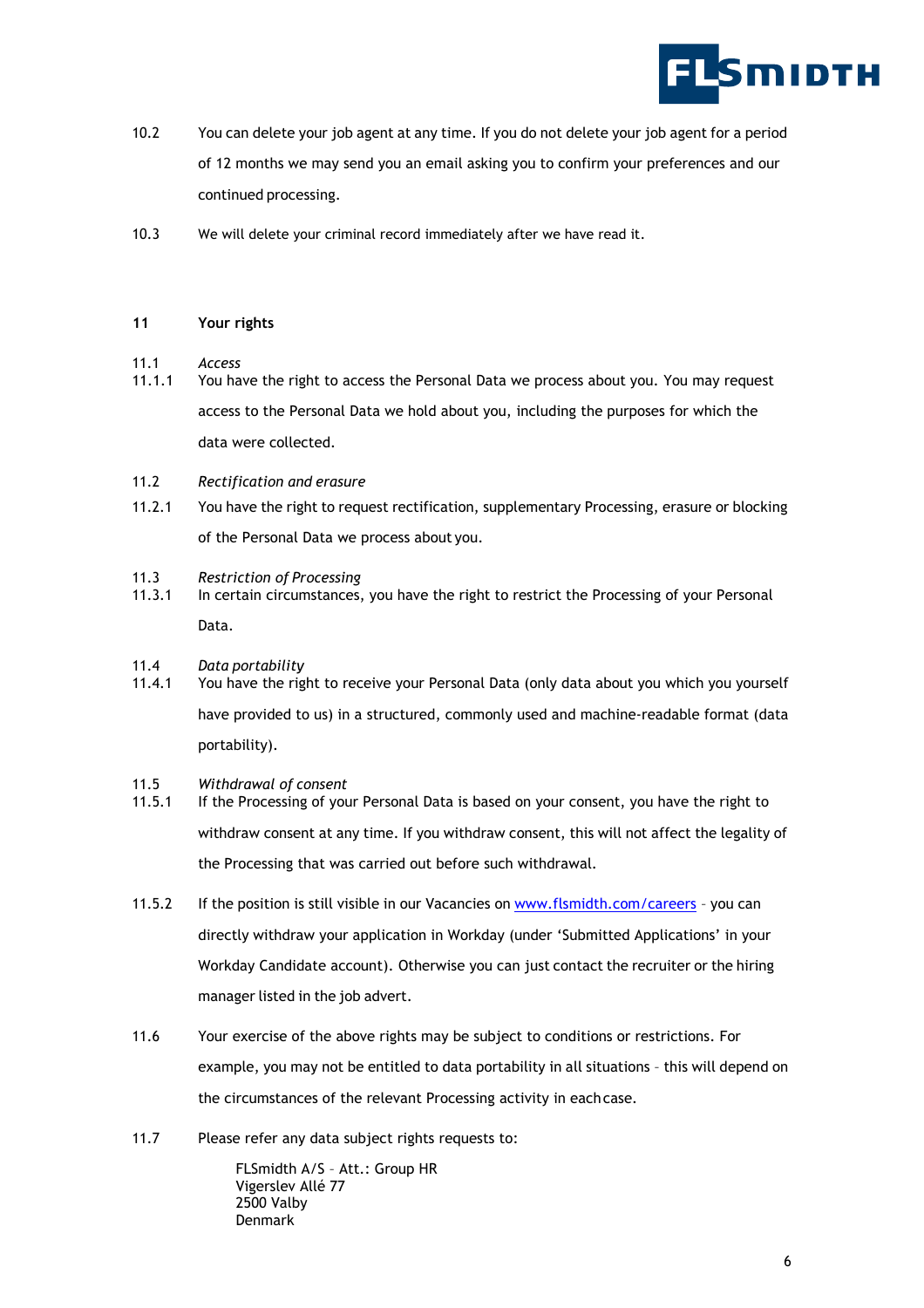10.2 You can delete your job agent at any time. If you do not delete your job agent for a period of 12 months we may send you an email asking you to confirm your preferences and our continued processing.

10.3 We will delete your criminal record immediately after we have read it.

## 11 Your rights

11.1 *Access*

11.1.1 You have the right to access the Personal Data we process about you. You may request access to the Personal Data we hold about you, including the purposes for which the data were collected.

11.2 *Rectification and erasure*

11.2.1 You have the right to request rectification, supplementary Processing, erasure or blocking of the Personal Data we process about you.

11.3 *Restriction of Processing*

11.3.1 In certain circumstances, you have the right to restrict the Processing of your Personal Data.

11.4 *Data portability*

11.4.1 You have the right to receive your Personal Data (only data about you which you yourself have provided to us) in a structured, commonly used and machine-readable format (data portability).

11.5 *Withdrawal of consent*

11.5.1 If the Processing of your Personal Data is based on your consent, you have the right to withdraw consent at any time. If you withdraw consent, this will not affect the legality of the Processing that was carried out before such withdrawal.

11.5.2 If the position is still visible in our Vacancies on [www.flsmidth.com/careers](www.flsmidth.com/careers) – you can directly withdraw your application in Workday (under 'Submitted Applications' in your Workday Candidate account). Otherwise you can just contact the recruiter or the hiring manager listed in the job advert.

11.6 Your exercise of the above rights may be subject to conditions or restrictions. For example, you may not be entitled to data portability in all situations – this will depend on the circumstances of the relevant Processing activity in each case.

11.7 Please refer any data subject rights requests to:

FLSmidth A/S – Att.: Group HR
Vigerslev Allé 77
2500 Valby
Denmark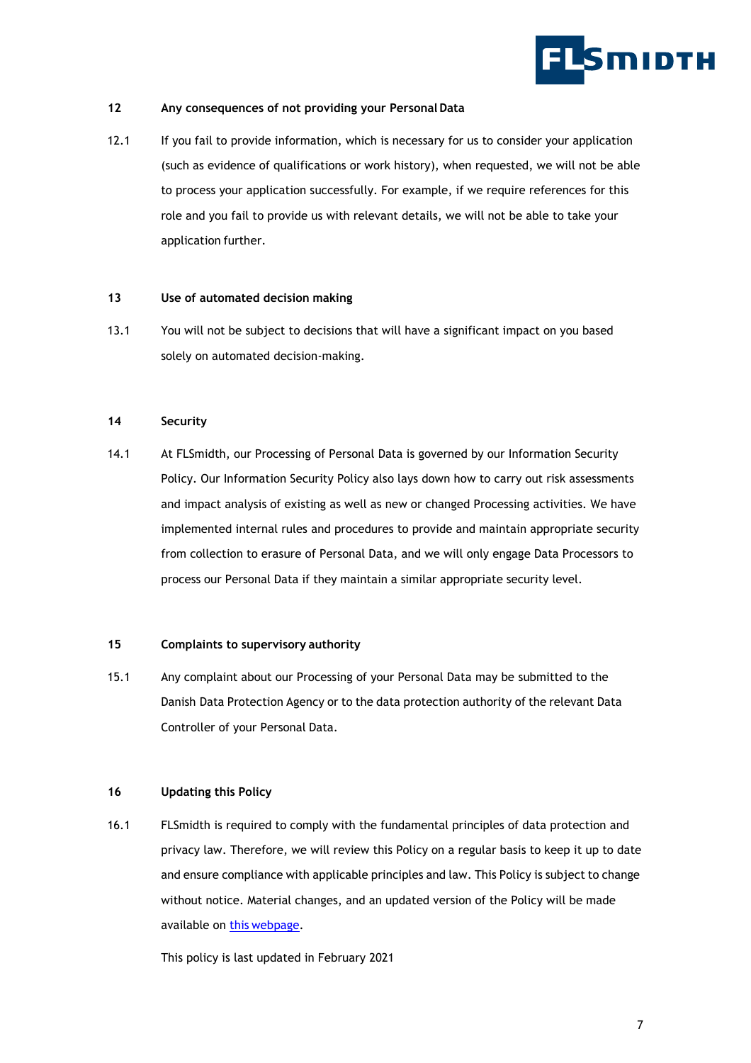## 12 Any consequences of not providing your Personal Data

12.1 If you fail to provide information, which is necessary for us to consider your application (such as evidence of qualifications or work history), when requested, we will not be able to process your application successfully. For example, if we require references for this role and you fail to provide us with relevant details, we will not be able to take your application further.

## 13 Use of automated decision making

13.1 You will not be subject to decisions that will have a significant impact on you based solely on automated decision-making.

## 14 Security

14.1 At FLSmidth, our Processing of Personal Data is governed by our Information Security Policy. Our Information Security Policy also lays down how to carry out risk assessments and impact analysis of existing as well as new or changed Processing activities. We have implemented internal rules and procedures to provide and maintain appropriate security from collection to erasure of Personal Data, and we will only engage Data Processors to process our Personal Data if they maintain a similar appropriate security level.

## 15 Complaints to supervisory authority

15.1 Any complaint about our Processing of your Personal Data may be submitted to the Danish Data Protection Agency or to the data protection authority of the relevant Data Controller of your Personal Data.

## 16 Updating this Policy

16.1 FLSmidth is required to comply with the fundamental principles of data protection and privacy law. Therefore, we will review this Policy on a regular basis to keep it up to date and ensure compliance with applicable principles and law. This Policy is subject to change without notice. Material changes, and an updated version of the Policy will be made available on this webpage.

This policy is last updated in February 2021